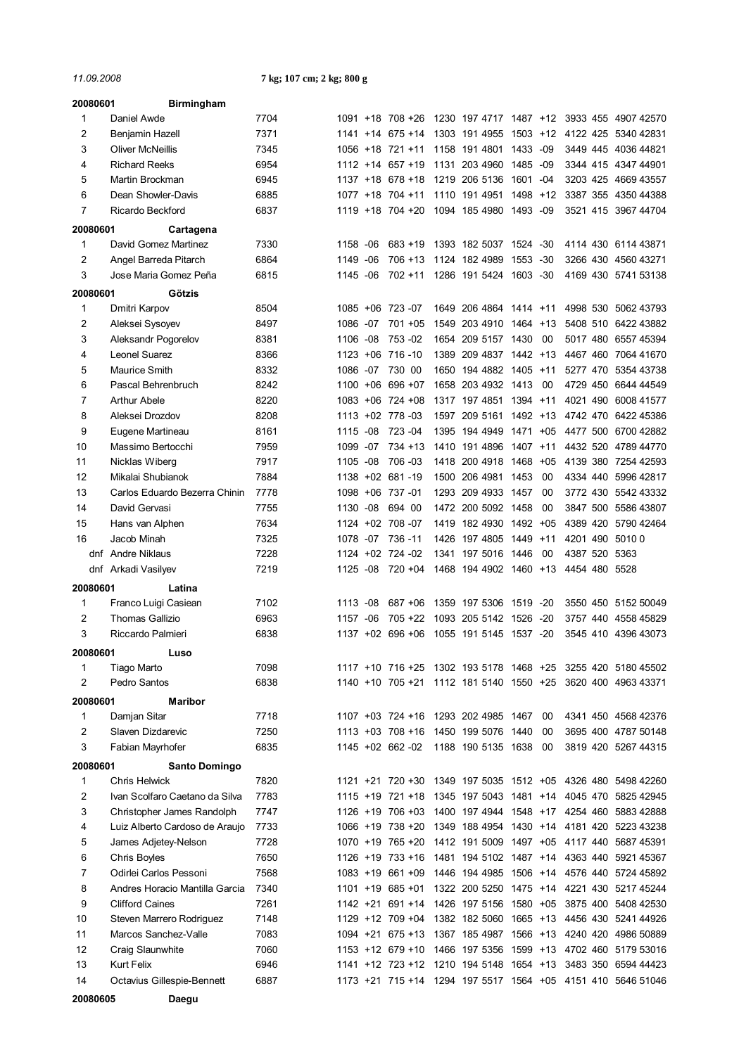*11.09.2008* **7 kg; 107 cm; 2 kg; 800 g**

**20080601 Birmingham**

| | Name | Points | | | | | | | | | | | | | | |
|---|---|---|---|---|---|---|---|---|---|---|---|---|---|---|---|---|
| 1 | Daniel Awde | 7704 | 1091 | +18 | 708 | +26 | 1230 | 197 | 4717 | 1487 | +12 | 3933 | 455 | 4907 | 42570 |
| 2 | Benjamin Hazell | 7371 | 1141 | +14 | 675 | +14 | 1303 | 191 | 4955 | 1503 | +12 | 4122 | 425 | 5340 | 42831 |
| 3 | Oliver McNeillis | 7345 | 1056 | +18 | 721 | +11 | 1158 | 191 | 4801 | 1433 | -09 | 3449 | 445 | 4036 | 44821 |
| 4 | Richard Reeks | 6954 | 1112 | +14 | 657 | +19 | 1131 | 203 | 4960 | 1485 | -09 | 3344 | 415 | 4347 | 44901 |
| 5 | Martin Brockman | 6945 | 1137 | +18 | 678 | +18 | 1219 | 206 | 5136 | 1601 | -04 | 3203 | 425 | 4669 | 43557 |
| 6 | Dean Showler-Davis | 6885 | 1077 | +18 | 704 | +11 | 1110 | 191 | 4951 | 1498 | +12 | 3387 | 355 | 4350 | 44388 |
| 7 | Ricardo Beckford | 6837 | 1119 | +18 | 704 | +20 | 1094 | 185 | 4980 | 1493 | -09 | 3521 | 415 | 3967 | 44704 |

**20080601 Cartagena**

| | Name | Points | | | | | | | | | | | | | | |
|---|---|---|---|---|---|---|---|---|---|---|---|---|---|---|---|---|
| 1 | David Gomez Martinez | 7330 | 1158 | -06 | 683 | +19 | 1393 | 182 | 5037 | 1524 | -30 | 4114 | 430 | 6114 | 43871 |
| 2 | Angel Barreda Pitarch | 6864 | 1149 | -06 | 706 | +13 | 1124 | 182 | 4989 | 1553 | -30 | 3266 | 430 | 4560 | 43271 |
| 3 | Jose Maria Gomez Peña | 6815 | 1145 | -06 | 702 | +11 | 1286 | 191 | 5424 | 1603 | -30 | 4169 | 430 | 5741 | 53138 |

**20080601 Götzis**

| | Name | Points | | | | | | | | | | | | | | |
|---|---|---|---|---|---|---|---|---|---|---|---|---|---|---|---|---|
| 1 | Dmitri Karpov | 8504 | 1085 | +06 | 723 | -07 | 1649 | 206 | 4864 | 1414 | +11 | 4998 | 530 | 5062 | 43793 |
| 2 | Aleksei Sysoyev | 8497 | 1086 | -07 | 701 | +05 | 1549 | 203 | 4910 | 1464 | +13 | 5408 | 510 | 6422 | 43882 |
| 3 | Aleksandr Pogorelov | 8381 | 1106 | -08 | 753 | -02 | 1654 | 209 | 5157 | 1430 | 00 | 5017 | 480 | 6557 | 45394 |
| 4 | Leonel Suarez | 8366 | 1123 | +06 | 716 | -10 | 1389 | 209 | 4837 | 1442 | +13 | 4467 | 460 | 7064 | 41670 |
| 5 | Maurice Smith | 8332 | 1086 | -07 | 730 | 00 | 1650 | 194 | 4882 | 1405 | +11 | 5277 | 470 | 5354 | 43738 |
| 6 | Pascal Behrenbruch | 8242 | 1100 | +06 | 696 | +07 | 1658 | 203 | 4932 | 1413 | 00 | 4729 | 450 | 6644 | 44549 |
| 7 | Arthur Abele | 8220 | 1083 | +06 | 724 | +08 | 1317 | 197 | 4851 | 1394 | +11 | 4021 | 490 | 6008 | 41577 |
| 8 | Aleksei Drozdov | 8208 | 1113 | +02 | 778 | -03 | 1597 | 209 | 5161 | 1492 | +13 | 4742 | 470 | 6422 | 45386 |
| 9 | Eugene Martineau | 8161 | 1115 | -08 | 723 | -04 | 1395 | 194 | 4949 | 1471 | +05 | 4477 | 500 | 6700 | 42882 |
| 10 | Massimo Bertocchi | 7959 | 1099 | -07 | 734 | +13 | 1410 | 191 | 4896 | 1407 | +11 | 4432 | 520 | 4789 | 44770 |
| 11 | Nicklas Wiberg | 7917 | 1105 | -08 | 706 | -03 | 1418 | 200 | 4918 | 1468 | +05 | 4139 | 380 | 7254 | 42593 |
| 12 | Mikalai Shubianok | 7884 | 1138 | +02 | 681 | -19 | 1500 | 206 | 4981 | 1453 | 00 | 4334 | 440 | 5996 | 42817 |
| 13 | Carlos Eduardo Bezerra Chinin | 7778 | 1098 | +06 | 737 | -01 | 1293 | 209 | 4933 | 1457 | 00 | 3772 | 430 | 5542 | 43332 |
| 14 | David Gervasi | 7755 | 1130 | -08 | 694 | 00 | 1472 | 200 | 5092 | 1458 | 00 | 3847 | 500 | 5586 | 43807 |
| 15 | Hans van Alphen | 7634 | 1124 | +02 | 708 | -07 | 1419 | 182 | 4930 | 1492 | +05 | 4389 | 420 | 5790 | 42464 |
| 16 | Jacob Minah | 7325 | 1078 | -07 | 736 | -11 | 1426 | 197 | 4805 | 1449 | +11 | 4201 | 490 | 5010 | 0 |
| dnf | Andre Niklaus | 7228 | 1124 | +02 | 724 | -02 | 1341 | 197 | 5016 | 1446 | 00 | 4387 | 520 | 5363 | |
| dnf | Arkadi Vasilyev | 7219 | 1125 | -08 | 720 | +04 | 1468 | 194 | 4902 | 1460 | +13 | 4454 | 480 | 5528 | |

**20080601 Latina**

| | Name | Points | | | | | | | | | | | | | | |
|---|---|---|---|---|---|---|---|---|---|---|---|---|---|---|---|---|
| 1 | Franco Luigi Casiean | 7102 | 1113 | -08 | 687 | +06 | 1359 | 197 | 5306 | 1519 | -20 | 3550 | 450 | 5152 | 50049 |
| 2 | Thomas Gallizio | 6963 | 1157 | -06 | 705 | +22 | 1093 | 205 | 5142 | 1526 | -20 | 3757 | 440 | 4558 | 45829 |
| 3 | Riccardo Palmieri | 6838 | 1137 | +02 | 696 | +06 | 1055 | 191 | 5145 | 1537 | -20 | 3545 | 410 | 4396 | 43073 |

**20080601 Luso**

| | Name | Points | | | | | | | | | | | | | | |
|---|---|---|---|---|---|---|---|---|---|---|---|---|---|---|---|---|
| 1 | Tiago Marto | 7098 | 1117 | +10 | 716 | +25 | 1302 | 193 | 5178 | 1468 | +25 | 3255 | 420 | 5180 | 45502 |
| 2 | Pedro Santos | 6838 | 1140 | +10 | 705 | +21 | 1112 | 181 | 5140 | 1550 | +25 | 3620 | 400 | 4963 | 43371 |

**20080601 Maribor**

| | Name | Points | | | | | | | | | | | | | | |
|---|---|---|---|---|---|---|---|---|---|---|---|---|---|---|---|---|
| 1 | Damjan Sitar | 7718 | 1107 | +03 | 724 | +16 | 1293 | 202 | 4985 | 1467 | 00 | 4341 | 450 | 4568 | 42376 |
| 2 | Slaven Dizdarevic | 7250 | 1113 | +03 | 708 | +16 | 1450 | 199 | 5076 | 1440 | 00 | 3695 | 400 | 4787 | 50148 |
| 3 | Fabian Mayrhofer | 6835 | 1145 | +02 | 662 | -02 | 1188 | 190 | 5135 | 1638 | 00 | 3819 | 420 | 5267 | 44315 |

**20080601 Santo Domingo**

| | Name | Points | | | | | | | | | | | | | | |
|---|---|---|---|---|---|---|---|---|---|---|---|---|---|---|---|---|
| 1 | Chris Helwick | 7820 | 1121 | +21 | 720 | +30 | 1349 | 197 | 5035 | 1512 | +05 | 4326 | 480 | 5498 | 42260 |
| 2 | Ivan Scolfaro Caetano da Silva | 7783 | 1115 | +19 | 721 | +18 | 1345 | 197 | 5043 | 1481 | +14 | 4045 | 470 | 5825 | 42945 |
| 3 | Christopher James Randolph | 7747 | 1126 | +19 | 706 | +03 | 1400 | 197 | 4944 | 1548 | +17 | 4254 | 460 | 5883 | 42888 |
| 4 | Luiz Alberto Cardoso de Araujo | 7733 | 1066 | +19 | 738 | +20 | 1349 | 188 | 4954 | 1430 | +14 | 4181 | 420 | 5223 | 43238 |
| 5 | James Adjetey-Nelson | 7728 | 1070 | +19 | 765 | +20 | 1412 | 191 | 5009 | 1497 | +05 | 4117 | 440 | 5687 | 45391 |
| 6 | Chris Boyles | 7650 | 1126 | +19 | 733 | +16 | 1481 | 194 | 5102 | 1487 | +14 | 4363 | 440 | 5921 | 45367 |
| 7 | Odirlei Carlos Pessoni | 7568 | 1083 | +19 | 661 | +09 | 1446 | 194 | 4985 | 1506 | +14 | 4576 | 440 | 5724 | 45892 |
| 8 | Andres Horacio Mantilla Garcia | 7340 | 1101 | +19 | 685 | +01 | 1322 | 200 | 5250 | 1475 | +14 | 4221 | 430 | 5217 | 45244 |
| 9 | Clifford Caines | 7261 | 1142 | +21 | 691 | +14 | 1426 | 197 | 5156 | 1580 | +05 | 3875 | 400 | 5408 | 42530 |
| 10 | Steven Marrero Rodriguez | 7148 | 1129 | +12 | 709 | +04 | 1382 | 182 | 5060 | 1665 | +13 | 4456 | 430 | 5241 | 44926 |
| 11 | Marcos Sanchez-Valle | 7083 | 1094 | +21 | 675 | +13 | 1367 | 185 | 4987 | 1566 | +13 | 4240 | 420 | 4986 | 50889 |
| 12 | Craig Slaunwhite | 7060 | 1153 | +12 | 679 | +10 | 1466 | 197 | 5356 | 1599 | +13 | 4702 | 460 | 5179 | 53016 |
| 13 | Kurt Felix | 6946 | 1141 | +12 | 723 | +12 | 1210 | 194 | 5148 | 1654 | +13 | 3483 | 350 | 6594 | 44423 |
| 14 | Octavius Gillespie-Bennett | 6887 | 1173 | +21 | 715 | +14 | 1294 | 197 | 5517 | 1564 | +05 | 4151 | 410 | 5646 | 51046 |

**20080605 Daegu**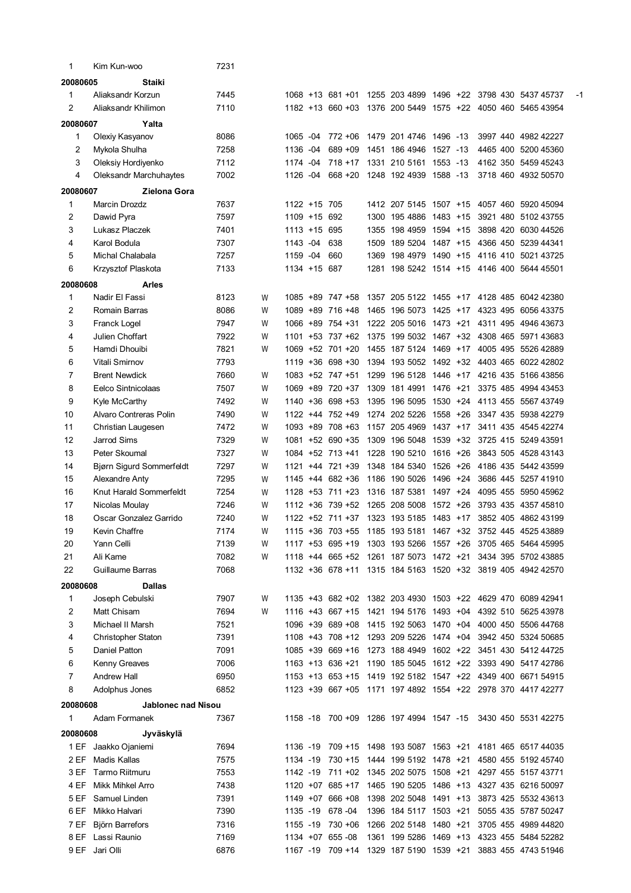| | | | | | | | | | | | | | | | | |
|---|---|---|---|---|---|---|---|---|---|---|---|---|---|---|---|---|
| 1 | Kim Kun-woo | 7231 | | | | | | | | | | | | | | |
| **20080605** | **Staiki** | | | | | | | | | | | | | | | |
| 1 | Aliaksandr Korzun | 7445 | | 1068 +13 | 681 +01 | 1255 | 203 | 4899 | 1496 +22 | 3798 | 430 | 5437 | 45737 | -1 | | |
| 2 | Aliaksandr Khilimon | 7110 | | 1182 +13 | 660 +03 | 1376 | 200 | 5449 | 1575 +22 | 4050 | 460 | 5465 | 43954 | | | |
| **20080607** | **Yalta** | | | | | | | | | | | | | | | |
| 1 | Olexiy Kasyanov | 8086 | | 1065 -04 | 772 +06 | 1479 | 201 | 4746 | 1496 -13 | 3997 | 440 | 4982 | 42227 | | | |
| 2 | Mykola Shulha | 7258 | | 1136 -04 | 689 +09 | 1451 | 186 | 4946 | 1527 -13 | 4465 | 400 | 5200 | 45360 | | | |
| 3 | Oleksiy Hordiyenko | 7112 | | 1174 -04 | 718 +17 | 1331 | 210 | 5161 | 1553 -13 | 4162 | 350 | 5459 | 45243 | | | |
| 4 | Oleksandr Marchuhaytes | 7002 | | 1126 -04 | 668 +20 | 1248 | 192 | 4939 | 1588 -13 | 3718 | 460 | 4932 | 50570 | | | |
| **20080607** | **Zielona Gora** | | | | | | | | | | | | | | | |
| 1 | Marcin Drozdz | 7637 | | 1122 +15 | 705 | 1412 | 207 | 5145 | 1507 +15 | 4057 | 460 | 5920 | 45094 | | | |
| 2 | Dawid Pyra | 7597 | | 1109 +15 | 692 | 1300 | 195 | 4886 | 1483 +15 | 3921 | 480 | 5102 | 43755 | | | |
| 3 | Lukasz Placzek | 7401 | | 1113 +15 | 695 | 1355 | 198 | 4959 | 1594 +15 | 3898 | 420 | 6030 | 44526 | | | |
| 4 | Karol Bodula | 7307 | | 1143 -04 | 638 | 1509 | 189 | 5204 | 1487 +15 | 4366 | 450 | 5239 | 44341 | | | |
| 5 | Michal Chalabala | 7257 | | 1159 -04 | 660 | 1369 | 198 | 4979 | 1490 +15 | 4116 | 410 | 5021 | 43725 | | | |
| 6 | Krzysztof Plaskota | 7133 | | 1134 +15 | 687 | 1281 | 198 | 5242 | 1514 +15 | 4146 | 400 | 5644 | 45501 | | | |
| **20080608** | **Arles** | | | | | | | | | | | | | | | |
| 1 | Nadir El Fassi | 8123 | W | 1085 +89 | 747 +58 | 1357 | 205 | 5122 | 1455 +17 | 4128 | 485 | 6042 | 42380 | | | |
| 2 | Romain Barras | 8086 | W | 1089 +89 | 716 +48 | 1465 | 196 | 5073 | 1425 +17 | 4323 | 495 | 6056 | 43375 | | | |
| 3 | Franck Logel | 7947 | W | 1066 +89 | 754 +31 | 1222 | 205 | 5016 | 1473 +21 | 4311 | 495 | 4946 | 43673 | | | |
| 4 | Julien Choffart | 7922 | W | 1101 +53 | 737 +62 | 1375 | 199 | 5032 | 1467 +32 | 4308 | 465 | 5971 | 43683 | | | |
| 5 | Hamdi Dhouibi | 7821 | W | 1069 +52 | 701 +20 | 1455 | 187 | 5124 | 1469 +17 | 4005 | 495 | 5526 | 42889 | | | |
| 6 | Vitali Smirnov | 7793 | | 1119 +36 | 698 +30 | 1394 | 193 | 5052 | 1492 +32 | 4403 | 465 | 6022 | 42802 | | | |
| 7 | Brent Newdick | 7660 | W | 1083 +52 | 747 +51 | 1299 | 196 | 5128 | 1446 +17 | 4216 | 435 | 5166 | 43856 | | | |
| 8 | Eelco Sintnicolaas | 7507 | W | 1069 +89 | 720 +37 | 1309 | 181 | 4991 | 1476 +21 | 3375 | 485 | 4994 | 43453 | | | |
| 9 | Kyle McCarthy | 7492 | W | 1140 +36 | 698 +53 | 1395 | 196 | 5095 | 1530 +24 | 4113 | 455 | 5567 | 43749 | | | |
| 10 | Alvaro Contreras Polin | 7490 | W | 1122 +44 | 752 +49 | 1274 | 202 | 5226 | 1558 +26 | 3347 | 435 | 5938 | 42279 | | | |
| 11 | Christian Laugesen | 7472 | W | 1093 +89 | 708 +63 | 1157 | 205 | 4969 | 1437 +17 | 3411 | 435 | 4545 | 42274 | | | |
| 12 | Jarrod Sims | 7329 | W | 1081 +52 | 690 +35 | 1309 | 196 | 5048 | 1539 +32 | 3725 | 415 | 5249 | 43591 | | | |
| 13 | Peter Skoumal | 7327 | W | 1084 +52 | 713 +41 | 1228 | 190 | 5210 | 1616 +26 | 3843 | 505 | 4528 | 43143 | | | |
| 14 | Bjørn Sigurd Sommerfeldt | 7297 | W | 1121 +44 | 721 +39 | 1348 | 184 | 5340 | 1526 +26 | 4186 | 435 | 5442 | 43599 | | | |
| 15 | Alexandre Anty | 7295 | W | 1145 +44 | 682 +36 | 1186 | 190 | 5026 | 1496 +24 | 3686 | 445 | 5257 | 41910 | | | |
| 16 | Knut Harald Sommerfeldt | 7254 | W | 1128 +53 | 711 +23 | 1316 | 187 | 5381 | 1497 +24 | 4095 | 455 | 5950 | 45962 | | | |
| 17 | Nicolas Moulay | 7246 | W | 1112 +36 | 739 +52 | 1265 | 208 | 5008 | 1572 +26 | 3793 | 435 | 4357 | 45810 | | | |
| 18 | Oscar Gonzalez Garrido | 7240 | W | 1122 +52 | 711 +37 | 1323 | 193 | 5185 | 1483 +17 | 3852 | 405 | 4862 | 43199 | | | |
| 19 | Kevin Chaffre | 7174 | W | 1115 +36 | 703 +55 | 1185 | 193 | 5181 | 1467 +32 | 3752 | 445 | 4525 | 43889 | | | |
| 20 | Yann Celli | 7139 | W | 1117 +53 | 695 +19 | 1303 | 193 | 5266 | 1557 +26 | 3705 | 465 | 5464 | 45995 | | | |
| 21 | Ali Kame | 7082 | W | 1118 +44 | 665 +52 | 1261 | 187 | 5073 | 1472 +21 | 3434 | 395 | 5702 | 43885 | | | |
| 22 | Guillaume Barras | 7068 | | 1132 +36 | 678 +11 | 1315 | 184 | 5163 | 1520 +32 | 3819 | 405 | 4942 | 42570 | | | |
| **20080608** | **Dallas** | | | | | | | | | | | | | | | |
| 1 | Joseph Cebulski | 7907 | W | 1135 +43 | 682 +02 | 1382 | 203 | 4930 | 1503 +22 | 4629 | 470 | 6089 | 42941 | | | |
| 2 | Matt Chisam | 7694 | W | 1116 +43 | 667 +15 | 1421 | 194 | 5176 | 1493 +04 | 4392 | 510 | 5625 | 43978 | | | |
| 3 | Michael II Marsh | 7521 | | 1096 +39 | 689 +08 | 1415 | 192 | 5063 | 1470 +04 | 4000 | 450 | 5506 | 44768 | | | |
| 4 | Christopher Staton | 7391 | | 1108 +43 | 708 +12 | 1293 | 209 | 5226 | 1474 +04 | 3942 | 450 | 5324 | 50685 | | | |
| 5 | Daniel Patton | 7091 | | 1085 +39 | 669 +16 | 1273 | 188 | 4949 | 1602 +22 | 3451 | 430 | 5412 | 44725 | | | |
| 6 | Kenny Greaves | 7006 | | 1163 +13 | 636 +21 | 1190 | 185 | 5045 | 1612 +22 | 3393 | 490 | 5417 | 42786 | | | |
| 7 | Andrew Hall | 6950 | | 1153 +13 | 653 +15 | 1419 | 192 | 5182 | 1547 +22 | 4349 | 400 | 6671 | 54915 | | | |
| 8 | Adolphus Jones | 6852 | | 1123 +39 | 667 +05 | 1171 | 197 | 4892 | 1554 +22 | 2978 | 370 | 4417 | 42277 | | | |
| **20080608** | **Jablonec nad Nisou** | | | | | | | | | | | | | | | |
| 1 | Adam Formanek | 7367 | | 1158 -18 | 700 +09 | 1286 | 197 | 4994 | 1547 -15 | 3430 | 450 | 5531 | 42275 | | | |
| **20080608** | **Jyväskylä** | | | | | | | | | | | | | | | |
| 1 EF | Jaakko Ojaniemi | 7694 | | 1136 -19 | 709 +15 | 1498 | 193 | 5087 | 1563 +21 | 4181 | 465 | 6517 | 44035 | | | |
| 2 EF | Madis Kallas | 7575 | | 1134 -19 | 730 +15 | 1444 | 199 | 5192 | 1478 +21 | 4580 | 455 | 5192 | 45740 | | | |
| 3 EF | Tarmo Riitmuru | 7553 | | 1142 -19 | 711 +02 | 1345 | 202 | 5075 | 1508 +21 | 4297 | 455 | 5157 | 43771 | | | |
| 4 EF | Mikk Mihkel Arro | 7438 | | 1120 +07 | 685 +17 | 1465 | 190 | 5205 | 1486 +13 | 4327 | 435 | 6216 | 50097 | | | |
| 5 EF | Samuel Linden | 7391 | | 1149 +07 | 666 +08 | 1398 | 202 | 5048 | 1491 +13 | 3873 | 425 | 5532 | 43613 | | | |
| 6 EF | Mikko Halvari | 7390 | | 1135 -19 | 678 -04 | 1396 | 184 | 5117 | 1503 +21 | 5055 | 435 | 5787 | 50247 | | | |
| 7 EF | Björn Barrefors | 7316 | | 1155 -19 | 730 +06 | 1266 | 202 | 5148 | 1480 +21 | 3705 | 455 | 4989 | 44820 | | | |
| 8 EF | Lassi Raunio | 7169 | | 1134 +07 | 655 -08 | 1361 | 199 | 5286 | 1469 +13 | 4323 | 455 | 5484 | 52282 | | | |
| 9 EF | Jari Olli | 6876 | | 1167 -19 | 709 +14 | 1329 | 187 | 5190 | 1539 +21 | 3883 | 455 | 4743 | 51946 | | | |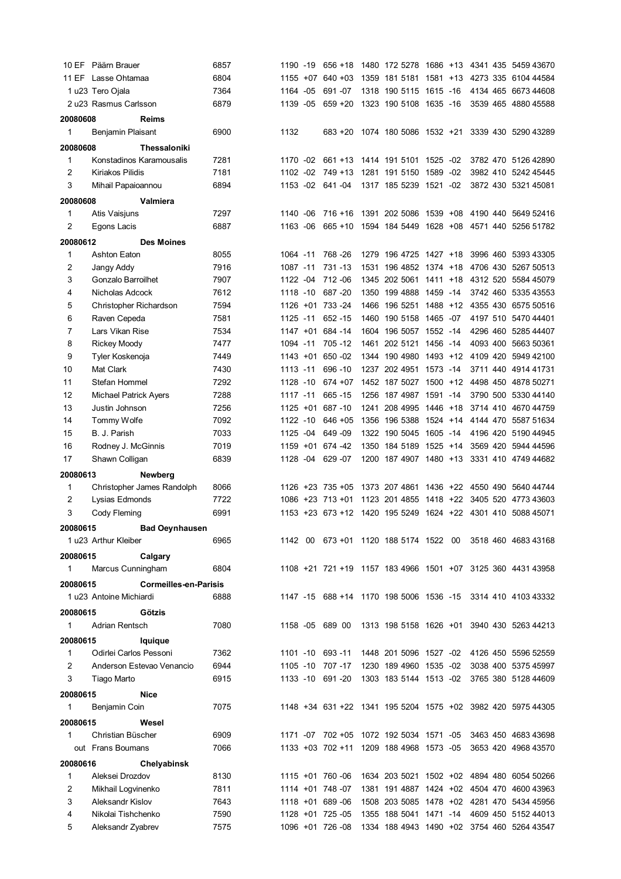| Place | Name | Points | 100m | Wind | LJ | Wind | SP | HJ | 400m | 110mH | Wind | DT | PV | JT | 1500m |
|---|---|---|---|---|---|---|---|---|---|---|---|---|---|---|---|
| 10 EF | Päärn Brauer | 6857 | 1190 | -19 | 656 | +18 | 1480 | 172 | 5278 | 1686 | +13 | 4341 | 435 | 5459 | 43670 |
| 11 EF | Lasse Ohtamaa | 6804 | 1155 | +07 | 640 | +03 | 1359 | 181 | 5181 | 1581 | +13 | 4273 | 335 | 6104 | 44584 |
| 1 u23 | Tero Ojala | 7364 | 1164 | -05 | 691 | -07 | 1318 | 190 | 5115 | 1615 | -16 | 4134 | 465 | 6673 | 44608 |
| 2 u23 | Rasmus Carlsson | 6879 | 1139 | -05 | 659 | +20 | 1323 | 190 | 5108 | 1635 | -16 | 3539 | 465 | 4880 | 45588 |
| **20080608** | **Reims** | | | | | | | | | | | | | | |
| 1 | Benjamin Plaisant | 6900 | 1132 | | 683 | +20 | 1074 | 180 | 5086 | 1532 | +21 | 3339 | 430 | 5290 | 43289 |
| **20080608** | **Thessaloniki** | | | | | | | | | | | | | | |
| 1 | Konstadinos Karamousalis | 7281 | 1170 | -02 | 661 | +13 | 1414 | 191 | 5101 | 1525 | -02 | 3782 | 470 | 5126 | 42890 |
| 2 | Kiriakos Pilidis | 7181 | 1102 | -02 | 749 | +13 | 1281 | 191 | 5150 | 1589 | -02 | 3982 | 410 | 5242 | 45445 |
| 3 | Mihail Papaioannou | 6894 | 1153 | -02 | 641 | -04 | 1317 | 185 | 5239 | 1521 | -02 | 3872 | 430 | 5321 | 45081 |
| **20080608** | **Valmiera** | | | | | | | | | | | | | | |
| 1 | Atis Vaisjuns | 7297 | 1140 | -06 | 716 | +16 | 1391 | 202 | 5086 | 1539 | +08 | 4190 | 440 | 5649 | 52416 |
| 2 | Egons Lacis | 6887 | 1163 | -06 | 665 | +10 | 1594 | 184 | 5449 | 1628 | +08 | 4571 | 440 | 5256 | 51782 |
| **20080612** | **Des Moines** | | | | | | | | | | | | | | |
| 1 | Ashton Eaton | 8055 | 1064 | -11 | 768 | -26 | 1279 | 196 | 4725 | 1427 | +18 | 3996 | 460 | 5393 | 43305 |
| 2 | Jangy Addy | 7916 | 1087 | -11 | 731 | -13 | 1531 | 196 | 4852 | 1374 | +18 | 4706 | 430 | 5267 | 50513 |
| 3 | Gonzalo Barroilhet | 7907 | 1122 | -04 | 712 | -06 | 1345 | 202 | 5061 | 1411 | +18 | 4312 | 520 | 5584 | 45079 |
| 4 | Nicholas Adcock | 7612 | 1118 | -10 | 687 | -20 | 1350 | 199 | 4888 | 1459 | -14 | 3742 | 460 | 5335 | 43553 |
| 5 | Christopher Richardson | 7594 | 1126 | +01 | 733 | -24 | 1466 | 196 | 5251 | 1488 | +12 | 4355 | 430 | 6575 | 50516 |
| 6 | Raven Cepeda | 7581 | 1125 | -11 | 652 | -15 | 1460 | 190 | 5158 | 1465 | -07 | 4197 | 510 | 5470 | 44401 |
| 7 | Lars Vikan Rise | 7534 | 1147 | +01 | 684 | -14 | 1604 | 196 | 5057 | 1552 | -14 | 4296 | 460 | 5285 | 44407 |
| 8 | Rickey Moody | 7477 | 1094 | -11 | 705 | -12 | 1461 | 202 | 5121 | 1456 | -14 | 4093 | 400 | 5663 | 50361 |
| 9 | Tyler Koskenoja | 7449 | 1143 | +01 | 650 | -02 | 1344 | 190 | 4980 | 1493 | +12 | 4109 | 420 | 5949 | 42100 |
| 10 | Mat Clark | 7430 | 1113 | -11 | 696 | -10 | 1237 | 202 | 4951 | 1573 | -14 | 3711 | 440 | 4914 | 41731 |
| 11 | Stefan Hommel | 7292 | 1128 | -10 | 674 | +07 | 1452 | 187 | 5027 | 1500 | +12 | 4498 | 450 | 4878 | 50271 |
| 12 | Michael Patrick Ayers | 7288 | 1117 | -11 | 665 | -15 | 1256 | 187 | 4987 | 1591 | -14 | 3790 | 500 | 5330 | 44140 |
| 13 | Justin Johnson | 7256 | 1125 | +01 | 687 | -10 | 1241 | 208 | 4995 | 1446 | +18 | 3714 | 410 | 4670 | 44759 |
| 14 | Tommy Wolfe | 7092 | 1122 | -10 | 646 | +05 | 1356 | 196 | 5388 | 1524 | +14 | 4144 | 470 | 5587 | 51634 |
| 15 | B. J. Parish | 7033 | 1125 | -04 | 649 | -09 | 1322 | 190 | 5045 | 1605 | -14 | 4196 | 420 | 5190 | 44945 |
| 16 | Rodney J. McGinnis | 7019 | 1159 | +01 | 674 | -42 | 1350 | 184 | 5189 | 1525 | +14 | 3569 | 420 | 5944 | 44596 |
| 17 | Shawn Colligan | 6839 | 1128 | -04 | 629 | -07 | 1200 | 187 | 4907 | 1480 | +13 | 3331 | 410 | 4749 | 44682 |
| **20080613** | **Newberg** | | | | | | | | | | | | | | |
| 1 | Christopher James Randolph | 8066 | 1126 | +23 | 735 | +05 | 1373 | 207 | 4861 | 1436 | +22 | 4550 | 490 | 5640 | 44744 |
| 2 | Lysias Edmonds | 7722 | 1086 | +23 | 713 | +01 | 1123 | 201 | 4855 | 1418 | +22 | 3405 | 520 | 4773 | 43603 |
| 3 | Cody Fleming | 6991 | 1153 | +23 | 673 | +12 | 1420 | 195 | 5249 | 1624 | +22 | 4301 | 410 | 5088 | 45071 |
| **20080615** | **Bad Oeynhausen** | | | | | | | | | | | | | | |
| 1 u23 | Arthur Kleiber | 6965 | 1142 | 00 | 673 | +01 | 1120 | 188 | 5174 | 1522 | 00 | 3518 | 460 | 4683 | 43168 |
| **20080615** | **Calgary** | | | | | | | | | | | | | | |
| 1 | Marcus Cunningham | 6804 | 1108 | +21 | 721 | +19 | 1157 | 183 | 4966 | 1501 | +07 | 3125 | 360 | 4431 | 43958 |
| **20080615** | **Cormeilles-en-Parisis** | | | | | | | | | | | | | | |
| 1 u23 | Antoine Michiardi | 6888 | 1147 | -15 | 688 | +14 | 1170 | 198 | 5006 | 1536 | -15 | 3314 | 410 | 4103 | 43332 |
| **20080615** | **Götzis** | | | | | | | | | | | | | | |
| 1 | Adrian Rentsch | 7080 | 1158 | -05 | 689 | 00 | 1313 | 198 | 5158 | 1626 | +01 | 3940 | 430 | 5263 | 44213 |
| **20080615** | **Iquique** | | | | | | | | | | | | | | |
| 1 | Odirlei Carlos Pessoni | 7362 | 1101 | -10 | 693 | -11 | 1448 | 201 | 5096 | 1527 | -02 | 4126 | 450 | 5596 | 52559 |
| 2 | Anderson Estevao Venancio | 6944 | 1105 | -10 | 707 | -17 | 1230 | 189 | 4960 | 1535 | -02 | 3038 | 400 | 5375 | 45997 |
| 3 | Tiago Marto | 6915 | 1133 | -10 | 691 | -20 | 1303 | 183 | 5144 | 1513 | -02 | 3765 | 380 | 5128 | 44609 |
| **20080615** | **Nice** | | | | | | | | | | | | | | |
| 1 | Benjamin Coin | 7075 | 1148 | +34 | 631 | +22 | 1341 | 195 | 5204 | 1575 | +02 | 3982 | 420 | 5975 | 44305 |
| **20080615** | **Wesel** | | | | | | | | | | | | | | |
| 1 | Christian Büscher | 6909 | 1171 | -07 | 702 | +05 | 1072 | 192 | 5034 | 1571 | -05 | 3463 | 450 | 4683 | 43698 |
| out | Frans Boumans | 7066 | 1133 | +03 | 702 | +11 | 1209 | 188 | 4968 | 1573 | -05 | 3653 | 420 | 4968 | 43570 |
| **20080616** | **Chelyabinsk** | | | | | | | | | | | | | | |
| 1 | Aleksei Drozdov | 8130 | 1115 | +01 | 760 | -06 | 1634 | 203 | 5021 | 1502 | +02 | 4894 | 480 | 6054 | 50266 |
| 2 | Mikhail Logvinenko | 7811 | 1114 | +01 | 748 | -07 | 1381 | 191 | 4887 | 1424 | +02 | 4504 | 470 | 4600 | 43963 |
| 3 | Aleksandr Kislov | 7643 | 1118 | +01 | 689 | -06 | 1508 | 203 | 5085 | 1478 | +02 | 4281 | 470 | 5434 | 45956 |
| 4 | Nikolai Tishchenko | 7590 | 1128 | +01 | 725 | -05 | 1355 | 188 | 5041 | 1471 | -14 | 4609 | 450 | 5152 | 44013 |
| 5 | Aleksandr Zyabrev | 7575 | 1096 | +01 | 726 | -08 | 1334 | 188 | 4943 | 1490 | +02 | 3754 | 460 | 5264 | 43547 |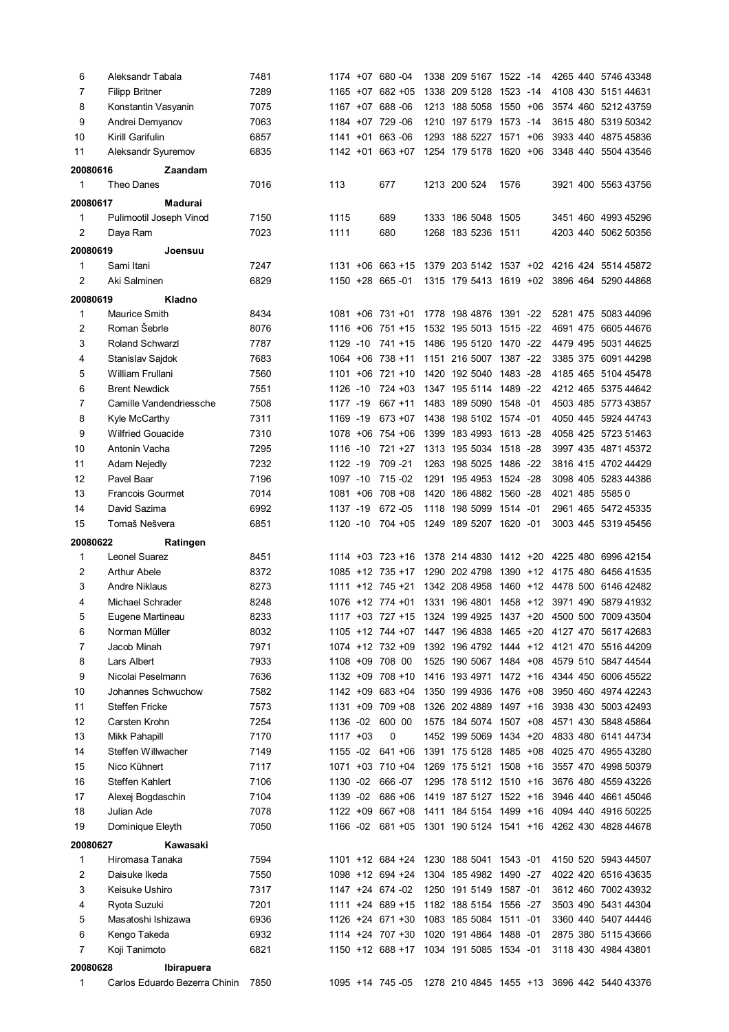| | | | | | | | | | | | | | | | |
|---|---|---|---|---|---|---|---|---|---|---|---|---|---|---|---|
| 6 | Aleksandr Tabala | 7481 | 1174 | +07 | 680 -04 | 1338 | 209 | 5167 | 1522 | -14 | 4265 | 440 | 5746 | 43348 |
| 7 | Filipp Britner | 7289 | 1165 | +07 | 682 +05 | 1338 | 209 | 5128 | 1523 | -14 | 4108 | 430 | 5151 | 44631 |
| 8 | Konstantin Vasyanin | 7075 | 1167 | +07 | 688 -06 | 1213 | 188 | 5058 | 1550 | +06 | 3574 | 460 | 5212 | 43759 |
| 9 | Andrei Demyanov | 7063 | 1184 | +07 | 729 -06 | 1210 | 197 | 5179 | 1573 | -14 | 3615 | 480 | 5319 | 50342 |
| 10 | Kirill Garifulin | 6857 | 1141 | +01 | 663 -06 | 1293 | 188 | 5227 | 1571 | +06 | 3933 | 440 | 4875 | 45836 |
| 11 | Aleksandr Syuremov | 6835 | 1142 | +01 | 663 +07 | 1254 | 179 | 5178 | 1620 | +06 | 3348 | 440 | 5504 | 43546 |
| **20080616** | **Zaandam** | | | | | | | | | | | | | |
| 1 | Theo Danes | 7016 | 113 | | 677 | 1213 | 200 | 524 | 1576 | | 3921 | 400 | 5563 | 43756 |
| **20080617** | **Madurai** | | | | | | | | | | | | | |
| 1 | Pulimootil Joseph Vinod | 7150 | 1115 | | 689 | 1333 | 186 | 5048 | 1505 | | 3451 | 460 | 4993 | 45296 |
| 2 | Daya Ram | 7023 | 1111 | | 680 | 1268 | 183 | 5236 | 1511 | | 4203 | 440 | 5062 | 50356 |
| **20080619** | **Joensuu** | | | | | | | | | | | | | |
| 1 | Sami Itani | 7247 | 1131 | +06 | 663 +15 | 1379 | 203 | 5142 | 1537 | +02 | 4216 | 424 | 5514 | 45872 |
| 2 | Aki Salminen | 6829 | 1150 | +28 | 665 -01 | 1315 | 179 | 5413 | 1619 | +02 | 3896 | 464 | 5290 | 44868 |
| **20080619** | **Kladno** | | | | | | | | | | | | | |
| 1 | Maurice Smith | 8434 | 1081 | +06 | 731 +01 | 1778 | 198 | 4876 | 1391 | -22 | 5281 | 475 | 5083 | 44096 |
| 2 | Roman Šebrle | 8076 | 1116 | +06 | 751 +15 | 1532 | 195 | 5013 | 1515 | -22 | 4691 | 475 | 6605 | 44676 |
| 3 | Roland Schwarzl | 7787 | 1129 | -10 | 741 +15 | 1486 | 195 | 5120 | 1470 | -22 | 4479 | 495 | 5031 | 44625 |
| 4 | Stanislav Sajdok | 7683 | 1064 | +06 | 738 +11 | 1151 | 216 | 5007 | 1387 | -22 | 3385 | 375 | 6091 | 44298 |
| 5 | William Frullani | 7560 | 1101 | +06 | 721 +10 | 1420 | 192 | 5040 | 1483 | -28 | 4185 | 465 | 5104 | 45478 |
| 6 | Brent Newdick | 7551 | 1126 | -10 | 724 +03 | 1347 | 195 | 5114 | 1489 | -22 | 4212 | 465 | 5375 | 44642 |
| 7 | Camille Vandendriessche | 7508 | 1177 | -19 | 667 +11 | 1483 | 189 | 5090 | 1548 | -01 | 4503 | 485 | 5773 | 43857 |
| 8 | Kyle McCarthy | 7311 | 1169 | -19 | 673 +07 | 1438 | 198 | 5102 | 1574 | -01 | 4050 | 445 | 5924 | 44743 |
| 9 | Wilfried Gouacide | 7310 | 1078 | +06 | 754 +06 | 1399 | 183 | 4993 | 1613 | -28 | 4058 | 425 | 5723 | 51463 |
| 10 | Antonin Vacha | 7295 | 1116 | -10 | 721 +27 | 1313 | 195 | 5034 | 1518 | -28 | 3997 | 435 | 4871 | 45372 |
| 11 | Adam Nejedly | 7232 | 1122 | -19 | 709 -21 | 1263 | 198 | 5025 | 1486 | -22 | 3816 | 415 | 4702 | 44429 |
| 12 | Pavel Baar | 7196 | 1097 | -10 | 715 -02 | 1291 | 195 | 4953 | 1524 | -28 | 3098 | 405 | 5283 | 44386 |
| 13 | Francois Gourmet | 7014 | 1081 | +06 | 708 +08 | 1420 | 186 | 4882 | 1560 | -28 | 4021 | 485 | 5585 | 0 |
| 14 | David Sazima | 6992 | 1137 | -19 | 672 -05 | 1118 | 198 | 5099 | 1514 | -01 | 2961 | 465 | 5472 | 45335 |
| 15 | Tomaš Nešvera | 6851 | 1120 | -10 | 704 +05 | 1249 | 189 | 5207 | 1620 | -01 | 3003 | 445 | 5319 | 45456 |
| **20080622** | **Ratingen** | | | | | | | | | | | | | |
| 1 | Leonel Suarez | 8451 | 1114 | +03 | 723 +16 | 1378 | 214 | 4830 | 1412 | +20 | 4225 | 480 | 6996 | 42154 |
| 2 | Arthur Abele | 8372 | 1085 | +12 | 735 +17 | 1290 | 202 | 4798 | 1390 | +12 | 4175 | 480 | 6456 | 41535 |
| 3 | Andre Niklaus | 8273 | 1111 | +12 | 745 +21 | 1342 | 208 | 4958 | 1460 | +12 | 4478 | 500 | 6146 | 42482 |
| 4 | Michael Schrader | 8248 | 1076 | +12 | 774 +01 | 1331 | 196 | 4801 | 1458 | +12 | 3971 | 490 | 5879 | 41932 |
| 5 | Eugene Martineau | 8233 | 1117 | +03 | 727 +15 | 1324 | 199 | 4925 | 1437 | +20 | 4500 | 500 | 7009 | 43504 |
| 6 | Norman Müller | 8032 | 1105 | +12 | 744 +07 | 1447 | 196 | 4838 | 1465 | +20 | 4127 | 470 | 5617 | 42683 |
| 7 | Jacob Minah | 7971 | 1074 | +12 | 732 +09 | 1392 | 196 | 4792 | 1444 | +12 | 4121 | 470 | 5516 | 44209 |
| 8 | Lars Albert | 7933 | 1108 | +09 | 708 00 | 1525 | 190 | 5067 | 1484 | +08 | 4579 | 510 | 5847 | 44544 |
| 9 | Nicolai Peselmann | 7636 | 1132 | +09 | 708 +10 | 1416 | 193 | 4971 | 1472 | +16 | 4344 | 450 | 6006 | 45522 |
| 10 | Johannes Schwuchow | 7582 | 1142 | +09 | 683 +04 | 1350 | 199 | 4936 | 1476 | +08 | 3950 | 460 | 4974 | 42243 |
| 11 | Steffen Fricke | 7573 | 1131 | +09 | 709 +08 | 1326 | 202 | 4889 | 1497 | +16 | 3938 | 430 | 5003 | 42493 |
| 12 | Carsten Krohn | 7254 | 1136 | -02 | 600 00 | 1575 | 184 | 5074 | 1507 | +08 | 4571 | 430 | 5848 | 45864 |
| 13 | Mikk Pahapill | 7170 | 1117 | +03 | 0 | 1452 | 199 | 5069 | 1434 | +20 | 4833 | 480 | 6141 | 44734 |
| 14 | Steffen Willwacher | 7149 | 1155 | -02 | 641 +06 | 1391 | 175 | 5128 | 1485 | +08 | 4025 | 470 | 4955 | 43280 |
| 15 | Nico Kühnert | 7117 | 1071 | +03 | 710 +04 | 1269 | 175 | 5121 | 1508 | +16 | 3557 | 470 | 4998 | 50379 |
| 16 | Steffen Kahlert | 7106 | 1130 | -02 | 666 -07 | 1295 | 178 | 5112 | 1510 | +16 | 3676 | 480 | 4559 | 43226 |
| 17 | Alexej Bogdaschin | 7104 | 1139 | -02 | 686 +06 | 1419 | 187 | 5127 | 1522 | +16 | 3946 | 440 | 4661 | 45046 |
| 18 | Julian Ade | 7078 | 1122 | +09 | 667 +08 | 1411 | 184 | 5154 | 1499 | +16 | 4094 | 440 | 4916 | 50225 |
| 19 | Dominique Eleyth | 7050 | 1166 | -02 | 681 +05 | 1301 | 190 | 5124 | 1541 | +16 | 4262 | 430 | 4828 | 44678 |
| **20080627** | **Kawasaki** | | | | | | | | | | | | | |
| 1 | Hiromasa Tanaka | 7594 | 1101 | +12 | 684 +24 | 1230 | 188 | 5041 | 1543 | -01 | 4150 | 520 | 5943 | 44507 |
| 2 | Daisuke Ikeda | 7550 | 1098 | +12 | 694 +24 | 1304 | 185 | 4982 | 1490 | -27 | 4022 | 420 | 6516 | 43635 |
| 3 | Keisuke Ushiro | 7317 | 1147 | +24 | 674 -02 | 1250 | 191 | 5149 | 1587 | -01 | 3612 | 460 | 7002 | 43932 |
| 4 | Ryota Suzuki | 7201 | 1111 | +24 | 689 +15 | 1182 | 188 | 5154 | 1556 | -27 | 3503 | 490 | 5431 | 44304 |
| 5 | Masatoshi Ishizawa | 6936 | 1126 | +24 | 671 +30 | 1083 | 185 | 5084 | 1511 | -01 | 3360 | 440 | 5407 | 44446 |
| 6 | Kengo Takeda | 6932 | 1114 | +24 | 707 +30 | 1020 | 191 | 4864 | 1488 | -01 | 2875 | 380 | 5115 | 43666 |
| 7 | Koji Tanimoto | 6821 | 1150 | +12 | 688 +17 | 1034 | 191 | 5085 | 1534 | -01 | 3118 | 430 | 4984 | 43801 |
| **20080628** | **Ibirapuera** | | | | | | | | | | | | | |
| 1 | Carlos Eduardo Bezerra Chinin | 7850 | 1095 | +14 | 745 -05 | 1278 | 210 | 4845 | 1455 | +13 | 3696 | 442 | 5440 | 43376 |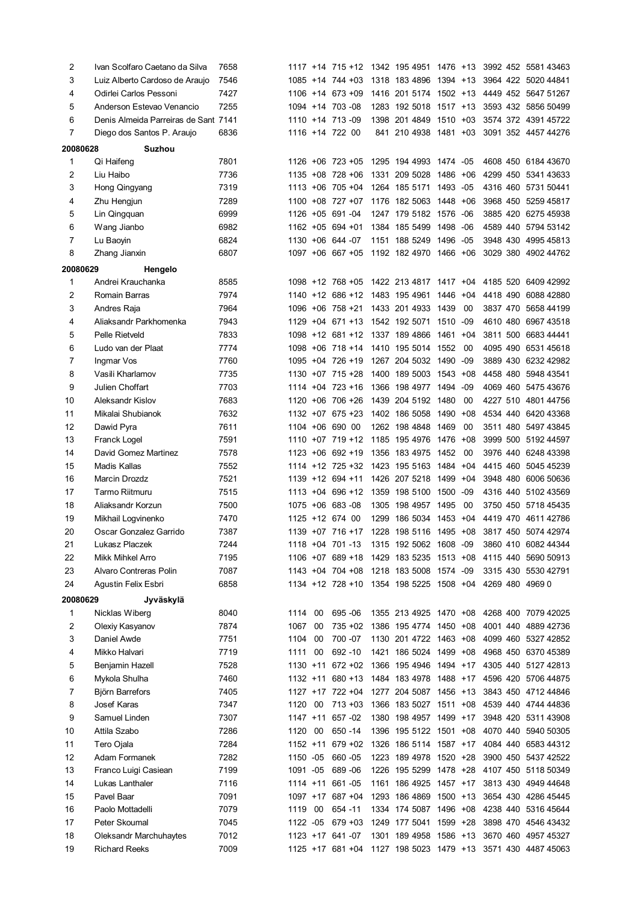| | | | | | | | | | | | | | | |
|---|---|---|---|---|---|---|---|---|---|---|---|---|---|---|
| 2 | Ivan Scolfaro Caetano da Silva | 7658 | 1117 | +14 | 715 | +12 | 1342 | 195 | 4951 | 1476 | +13 | 3992 | 452 | 5581 43463 |
| 3 | Luiz Alberto Cardoso de Araujo | 7546 | 1085 | +14 | 744 | +03 | 1318 | 183 | 4896 | 1394 | +13 | 3964 | 422 | 5020 44841 |
| 4 | Odirlei Carlos Pessoni | 7427 | 1106 | +14 | 673 | +09 | 1416 | 201 | 5174 | 1502 | +13 | 4449 | 452 | 5647 51267 |
| 5 | Anderson Estevao Venancio | 7255 | 1094 | +14 | 703 | -08 | 1283 | 192 | 5018 | 1517 | +13 | 3593 | 432 | 5856 50499 |
| 6 | Denis Almeida Parreiras de Sant | 7141 | 1110 | +14 | 713 | -09 | 1398 | 201 | 4849 | 1510 | +03 | 3574 | 372 | 4391 45722 |
| 7 | Diego dos Santos P. Araujo | 6836 | 1116 | +14 | 722 | 00 | 841 | 210 | 4938 | 1481 | +03 | 3091 | 352 | 4457 44276 |
| **20080628** | **Suzhou** | | | | | | | | | | | | | |
| 1 | Qi Haifeng | 7801 | 1126 | +06 | 723 | +05 | 1295 | 194 | 4993 | 1474 | -05 | 4608 | 450 | 6184 43670 |
| 2 | Liu Haibo | 7736 | 1135 | +08 | 728 | +06 | 1331 | 209 | 5028 | 1486 | +06 | 4299 | 450 | 5341 43633 |
| 3 | Hong Qingyang | 7319 | 1113 | +06 | 705 | +04 | 1264 | 185 | 5171 | 1493 | -05 | 4316 | 460 | 5731 50441 |
| 4 | Zhu Hengjun | 7289 | 1100 | +08 | 727 | +07 | 1176 | 182 | 5063 | 1448 | +06 | 3968 | 450 | 5259 45817 |
| 5 | Lin Qingquan | 6999 | 1126 | +05 | 691 | -04 | 1247 | 179 | 5182 | 1576 | -06 | 3885 | 420 | 6275 45938 |
| 6 | Wang Jianbo | 6982 | 1162 | +05 | 694 | +01 | 1384 | 185 | 5499 | 1498 | -06 | 4589 | 440 | 5794 53142 |
| 7 | Lu Baoyin | 6824 | 1130 | +06 | 644 | -07 | 1151 | 188 | 5249 | 1496 | -05 | 3948 | 430 | 4995 45813 |
| 8 | Zhang Jianxin | 6807 | 1097 | +06 | 667 | +05 | 1192 | 182 | 4970 | 1466 | +06 | 3029 | 380 | 4902 44762 |
| **20080629** | **Hengelo** | | | | | | | | | | | | | |
| 1 | Andrei Krauchanka | 8585 | 1098 | +12 | 768 | +05 | 1422 | 213 | 4817 | 1417 | +04 | 4185 | 520 | 6409 42992 |
| 2 | Romain Barras | 7974 | 1140 | +12 | 686 | +12 | 1483 | 195 | 4961 | 1446 | +04 | 4418 | 490 | 6088 42880 |
| 3 | Andres Raja | 7964 | 1096 | +06 | 758 | +21 | 1433 | 201 | 4933 | 1439 | 00 | 3837 | 470 | 5658 44199 |
| 4 | Aliaksandr Parkhomenka | 7943 | 1129 | +04 | 671 | +13 | 1542 | 192 | 5071 | 1510 | -09 | 4610 | 480 | 6967 43518 |
| 5 | Pelle Rietveld | 7833 | 1098 | +12 | 681 | +12 | 1337 | 189 | 4866 | 1461 | +04 | 3811 | 500 | 6683 44441 |
| 6 | Ludo van der Plaat | 7774 | 1098 | +06 | 718 | +14 | 1410 | 195 | 5014 | 1552 | 00 | 4095 | 490 | 6531 45618 |
| 7 | Ingmar Vos | 7760 | 1095 | +04 | 726 | +19 | 1267 | 204 | 5032 | 1490 | -09 | 3889 | 430 | 6232 42982 |
| 8 | Vasili Kharlamov | 7735 | 1130 | +07 | 715 | +28 | 1400 | 189 | 5003 | 1543 | +08 | 4458 | 480 | 5948 43541 |
| 9 | Julien Choffart | 7703 | 1114 | +04 | 723 | +16 | 1366 | 198 | 4977 | 1494 | -09 | 4069 | 460 | 5475 43676 |
| 10 | Aleksandr Kislov | 7683 | 1120 | +06 | 706 | +26 | 1439 | 204 | 5192 | 1480 | 00 | 4227 | 510 | 4801 44756 |
| 11 | Mikalai Shubianok | 7632 | 1132 | +07 | 675 | +23 | 1402 | 186 | 5058 | 1490 | +08 | 4534 | 440 | 6420 43368 |
| 12 | Dawid Pyra | 7611 | 1104 | +06 | 690 | 00 | 1262 | 198 | 4848 | 1469 | 00 | 3511 | 480 | 5497 43845 |
| 13 | Franck Logel | 7591 | 1110 | +07 | 719 | +12 | 1185 | 195 | 4976 | 1476 | +08 | 3999 | 500 | 5192 44597 |
| 14 | David Gomez Martinez | 7578 | 1123 | +06 | 692 | +19 | 1356 | 183 | 4975 | 1452 | 00 | 3976 | 440 | 6248 43398 |
| 15 | Madis Kallas | 7552 | 1114 | +12 | 725 | +32 | 1423 | 195 | 5163 | 1484 | +04 | 4415 | 460 | 5045 45239 |
| 16 | Marcin Drozdz | 7521 | 1139 | +12 | 694 | +11 | 1426 | 207 | 5218 | 1499 | +04 | 3948 | 480 | 6006 50636 |
| 17 | Tarmo Riitmuru | 7515 | 1113 | +04 | 696 | +12 | 1359 | 198 | 5100 | 1500 | -09 | 4316 | 440 | 5102 43569 |
| 18 | Aliaksandr Korzun | 7500 | 1075 | +06 | 683 | -08 | 1305 | 198 | 4957 | 1495 | 00 | 3750 | 450 | 5718 45435 |
| 19 | Mikhail Logvinenko | 7470 | 1125 | +12 | 674 | 00 | 1299 | 186 | 5034 | 1453 | +04 | 4419 | 470 | 4611 42786 |
| 20 | Oscar Gonzalez Garrido | 7387 | 1139 | +07 | 716 | +17 | 1228 | 198 | 5116 | 1495 | +08 | 3817 | 450 | 5074 42974 |
| 21 | Lukasz Placzek | 7244 | 1118 | +04 | 701 | -13 | 1315 | 192 | 5062 | 1608 | -09 | 3860 | 410 | 6082 44344 |
| 22 | Mikk Mihkel Arro | 7195 | 1106 | +07 | 689 | +18 | 1429 | 183 | 5235 | 1513 | +08 | 4115 | 440 | 5690 50913 |
| 23 | Alvaro Contreras Polin | 7087 | 1143 | +04 | 704 | +08 | 1218 | 183 | 5008 | 1574 | -09 | 3315 | 430 | 5530 42791 |
| 24 | Agustin Felix Esbri | 6858 | 1134 | +12 | 728 | +10 | 1354 | 198 | 5225 | 1508 | +04 | 4269 | 480 | 4969 0 |
| **20080629** | **Jyväskylä** | | | | | | | | | | | | | |
| 1 | Nicklas Wiberg | 8040 | 1114 | 00 | 695 | -06 | 1355 | 213 | 4925 | 1470 | +08 | 4268 | 400 | 7079 42025 |
| 2 | Olexiy Kasyanov | 7874 | 1067 | 00 | 735 | +02 | 1386 | 195 | 4774 | 1450 | +08 | 4001 | 440 | 4889 42736 |
| 3 | Daniel Awde | 7751 | 1104 | 00 | 700 | -07 | 1130 | 201 | 4722 | 1463 | +08 | 4099 | 460 | 5327 42852 |
| 4 | Mikko Halvari | 7719 | 1111 | 00 | 692 | -10 | 1421 | 186 | 5024 | 1499 | +08 | 4968 | 450 | 6370 45389 |
| 5 | Benjamin Hazell | 7528 | 1130 | +11 | 672 | +02 | 1366 | 195 | 4946 | 1494 | +17 | 4305 | 440 | 5127 42813 |
| 6 | Mykola Shulha | 7460 | 1132 | +11 | 680 | +13 | 1484 | 183 | 4978 | 1488 | +17 | 4596 | 420 | 5706 44875 |
| 7 | Björn Barrefors | 7405 | 1127 | +17 | 722 | +04 | 1277 | 204 | 5087 | 1456 | +13 | 3843 | 450 | 4712 44846 |
| 8 | Josef Karas | 7347 | 1120 | 00 | 713 | +03 | 1366 | 183 | 5027 | 1511 | +08 | 4539 | 440 | 4744 44836 |
| 9 | Samuel Linden | 7307 | 1147 | +11 | 657 | -02 | 1380 | 198 | 4957 | 1499 | +17 | 3948 | 420 | 5311 43908 |
| 10 | Attila Szabo | 7286 | 1120 | 00 | 650 | -14 | 1396 | 195 | 5122 | 1501 | +08 | 4070 | 440 | 5940 50305 |
| 11 | Tero Ojala | 7284 | 1152 | +11 | 679 | +02 | 1326 | 186 | 5114 | 1587 | +17 | 4084 | 440 | 6583 44312 |
| 12 | Adam Formanek | 7282 | 1150 | -05 | 660 | -05 | 1223 | 189 | 4978 | 1520 | +28 | 3900 | 450 | 5437 42522 |
| 13 | Franco Luigi Casiean | 7199 | 1091 | -05 | 689 | -06 | 1226 | 195 | 5299 | 1478 | +28 | 4107 | 450 | 5118 50349 |
| 14 | Lukas Lanthaler | 7116 | 1114 | +11 | 661 | -05 | 1161 | 186 | 4925 | 1457 | +17 | 3813 | 430 | 4949 44648 |
| 15 | Pavel Baar | 7091 | 1097 | +17 | 687 | +04 | 1293 | 186 | 4869 | 1500 | +13 | 3654 | 430 | 4286 45445 |
| 16 | Paolo Mottadelli | 7079 | 1119 | 00 | 654 | -11 | 1334 | 174 | 5087 | 1496 | +08 | 4238 | 440 | 5316 45644 |
| 17 | Peter Skoumal | 7045 | 1122 | -05 | 679 | +03 | 1249 | 177 | 5041 | 1599 | +28 | 3898 | 470 | 4546 43432 |
| 18 | Oleksandr Marchuhaytes | 7012 | 1123 | +17 | 641 | -07 | 1301 | 189 | 4958 | 1586 | +13 | 3670 | 460 | 4957 45327 |
| 19 | Richard Reeks | 7009 | 1125 | +17 | 681 | +04 | 1127 | 198 | 5023 | 1479 | +13 | 3571 | 430 | 4487 45063 |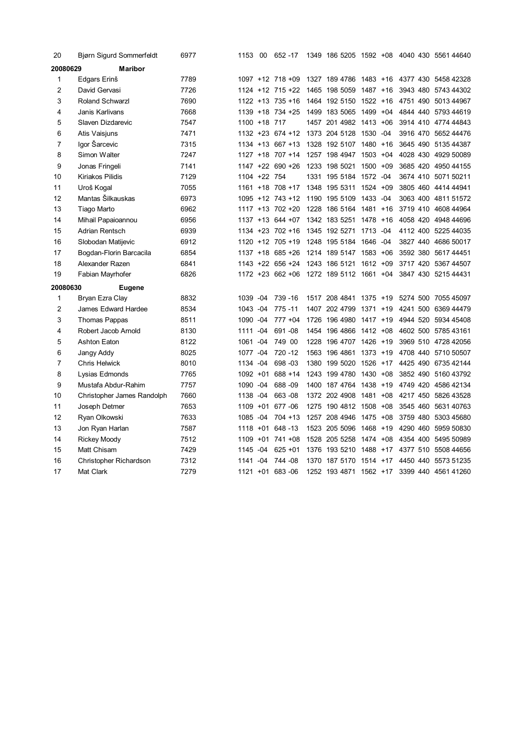| | | | | | | | | | | | | | | |
|---|---|---|---|---|---|---|---|---|---|---|---|---|---|---|
| 20 | Bjørn Sigurd Sommerfeldt | 6977 | 1153 | 00 | 652 | -17 | 1349 | 186 | 5205 | 1592 | +08 | 4040 | 430 | 5561 44640 |
| **20080629** | **Maribor** | | | | | | | | | | | | | |
| 1 | Edgars Erinš | 7789 | 1097 | +12 | 718 | +09 | 1327 | 189 | 4786 | 1483 | +16 | 4377 | 430 | 5458 42328 |
| 2 | David Gervasi | 7726 | 1124 | +12 | 715 | +22 | 1465 | 198 | 5059 | 1487 | +16 | 3943 | 480 | 5743 44302 |
| 3 | Roland Schwarzl | 7690 | 1122 | +13 | 735 | +16 | 1464 | 192 | 5150 | 1522 | +16 | 4751 | 490 | 5013 44967 |
| 4 | Janis Karlivans | 7668 | 1139 | +18 | 734 | +25 | 1499 | 183 | 5065 | 1499 | +04 | 4844 | 440 | 5793 44619 |
| 5 | Slaven Dizdarevic | 7547 | 1100 | +18 | 717 | | 1457 | 201 | 4982 | 1413 | +06 | 3914 | 410 | 4774 44843 |
| 6 | Atis Vaisjuns | 7471 | 1132 | +23 | 674 | +12 | 1373 | 204 | 5128 | 1530 | -04 | 3916 | 470 | 5652 44476 |
| 7 | Igor Šarcevic | 7315 | 1134 | +13 | 667 | +13 | 1328 | 192 | 5107 | 1480 | +16 | 3645 | 490 | 5135 44387 |
| 8 | Simon Walter | 7247 | 1127 | +18 | 707 | +14 | 1257 | 198 | 4947 | 1503 | +04 | 4028 | 430 | 4929 50089 |
| 9 | Jonas Fringeli | 7141 | 1147 | +22 | 690 | +26 | 1233 | 198 | 5021 | 1500 | +09 | 3685 | 420 | 4950 44155 |
| 10 | Kiriakos Pilidis | 7129 | 1104 | +22 | 754 | | 1331 | 195 | 5184 | 1572 | -04 | 3674 | 410 | 5071 50211 |
| 11 | Uroš Kogal | 7055 | 1161 | +18 | 708 | +17 | 1348 | 195 | 5311 | 1524 | +09 | 3805 | 460 | 4414 44941 |
| 12 | Mantas Šilkauskas | 6973 | 1095 | +12 | 743 | +12 | 1190 | 195 | 5109 | 1433 | -04 | 3063 | 400 | 4811 51572 |
| 13 | Tiago Marto | 6962 | 1117 | +13 | 702 | +20 | 1228 | 186 | 5164 | 1481 | +16 | 3719 | 410 | 4608 44964 |
| 14 | Mihail Papaioannou | 6956 | 1137 | +13 | 644 | +07 | 1342 | 183 | 5251 | 1478 | +16 | 4058 | 420 | 4948 44696 |
| 15 | Adrian Rentsch | 6939 | 1134 | +23 | 702 | +16 | 1345 | 192 | 5271 | 1713 | -04 | 4112 | 400 | 5225 44035 |
| 16 | Slobodan Matijevic | 6912 | 1120 | +12 | 705 | +19 | 1248 | 195 | 5184 | 1646 | -04 | 3827 | 440 | 4686 50017 |
| 17 | Bogdan-Florin Barcacila | 6854 | 1137 | +18 | 685 | +26 | 1214 | 189 | 5147 | 1583 | +06 | 3592 | 380 | 5617 44451 |
| 18 | Alexander Razen | 6841 | 1143 | +22 | 656 | +24 | 1243 | 186 | 5121 | 1612 | +09 | 3717 | 420 | 5367 44507 |
| 19 | Fabian Mayrhofer | 6826 | 1172 | +23 | 662 | +06 | 1272 | 189 | 5112 | 1661 | +04 | 3847 | 430 | 5215 44431 |
| **20080630** | **Eugene** | | | | | | | | | | | | | |
| 1 | Bryan Ezra Clay | 8832 | 1039 | -04 | 739 | -16 | 1517 | 208 | 4841 | 1375 | +19 | 5274 | 500 | 7055 45097 |
| 2 | James Edward Hardee | 8534 | 1043 | -04 | 775 | -11 | 1407 | 202 | 4799 | 1371 | +19 | 4241 | 500 | 6369 44479 |
| 3 | Thomas Pappas | 8511 | 1090 | -04 | 777 | +04 | 1726 | 196 | 4980 | 1417 | +19 | 4944 | 520 | 5934 45408 |
| 4 | Robert Jacob Arnold | 8130 | 1111 | -04 | 691 | -08 | 1454 | 196 | 4866 | 1412 | +08 | 4602 | 500 | 5785 43161 |
| 5 | Ashton Eaton | 8122 | 1061 | -04 | 749 | 00 | 1228 | 196 | 4707 | 1426 | +19 | 3969 | 510 | 4728 42056 |
| 6 | Jangy Addy | 8025 | 1077 | -04 | 720 | -12 | 1563 | 196 | 4861 | 1373 | +19 | 4708 | 440 | 5710 50507 |
| 7 | Chris Helwick | 8010 | 1134 | -04 | 698 | -03 | 1380 | 199 | 5020 | 1526 | +17 | 4425 | 490 | 6735 42144 |
| 8 | Lysias Edmonds | 7765 | 1092 | +01 | 688 | +14 | 1243 | 199 | 4780 | 1430 | +08 | 3852 | 490 | 5160 43792 |
| 9 | Mustafa Abdur-Rahim | 7757 | 1090 | -04 | 688 | -09 | 1400 | 187 | 4764 | 1438 | +19 | 4749 | 420 | 4586 42134 |
| 10 | Christopher James Randolph | 7660 | 1138 | -04 | 663 | -08 | 1372 | 202 | 4908 | 1481 | +08 | 4217 | 450 | 5826 43528 |
| 11 | Joseph Detmer | 7653 | 1109 | +01 | 677 | -06 | 1275 | 190 | 4812 | 1508 | +08 | 3545 | 460 | 5631 40763 |
| 12 | Ryan Olkowski | 7633 | 1085 | -04 | 704 | +13 | 1257 | 208 | 4946 | 1475 | +08 | 3759 | 480 | 5303 45680 |
| 13 | Jon Ryan Harlan | 7587 | 1118 | +01 | 648 | -13 | 1523 | 205 | 5096 | 1468 | +19 | 4290 | 460 | 5959 50830 |
| 14 | Rickey Moody | 7512 | 1109 | +01 | 741 | +08 | 1528 | 205 | 5258 | 1474 | +08 | 4354 | 400 | 5495 50989 |
| 15 | Matt Chisam | 7429 | 1145 | -04 | 625 | +01 | 1376 | 193 | 5210 | 1488 | +17 | 4377 | 510 | 5508 44656 |
| 16 | Christopher Richardson | 7312 | 1141 | -04 | 744 | -08 | 1370 | 187 | 5170 | 1514 | +17 | 4450 | 440 | 5573 51235 |
| 17 | Mat Clark | 7279 | 1121 | +01 | 683 | -06 | 1252 | 193 | 4871 | 1562 | +17 | 3399 | 440 | 4561 41260 |